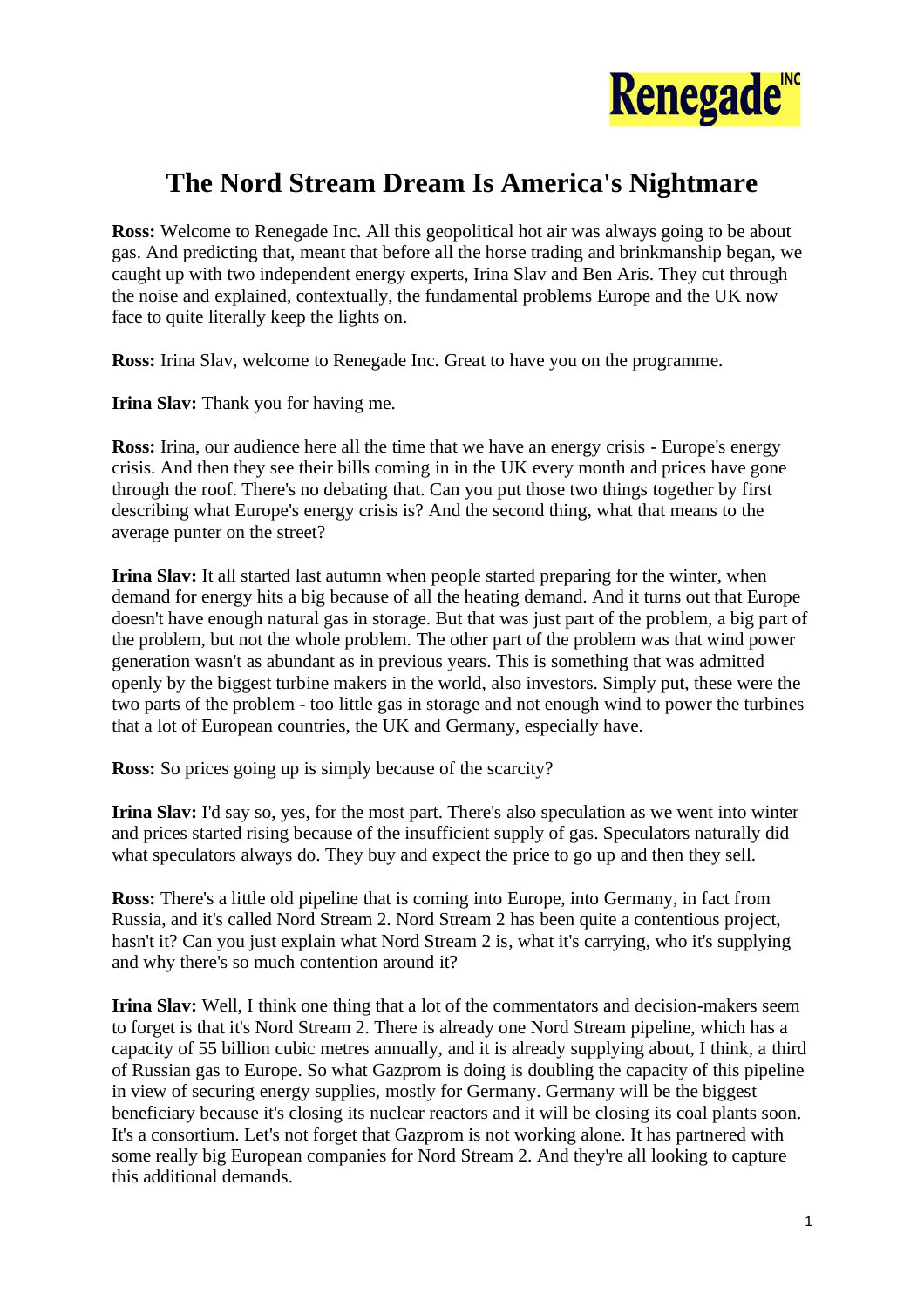# The Nord Stream Dream Is America's Nightmare

**Ross:** Welcome to Renegade Inc. All this geopolitical hot air was always going to be about gas. And predicting that, meant that before all the horse trading and brinkmanship began, we caught up with two independent energy experts, Irina Slav and Ben Aris. They cut through the noise and explained, contextually, the fundamental problems Europe and the UK now face to quite literally keep the lights on.

**Ross:** Irina Slav, welcome to Renegade Inc. Great to have you on the programme.

**Irina Slav:** Thank you for having me.

**Ross:** Irina, our audience here all the time that we have an energy crisis - Europe's energy crisis. And then they see their bills coming in in the UK every month and prices have gone through the roof. There's no debating that. Can you put those two things together by first describing what Europe's energy crisis is? And the second thing, what that means to the average punter on the street?

**Irina Slav:** It all started last autumn when people started preparing for the winter, when demand for energy hits a big because of all the heating demand. And it turns out that Europe doesn't have enough natural gas in storage. But that was just part of the problem, a big part of the problem, but not the whole problem. The other part of the problem was that wind power generation wasn't as abundant as in previous years. This is something that was admitted openly by the biggest turbine makers in the world, also investors. Simply put, these were the two parts of the problem - too little gas in storage and not enough wind to power the turbines that a lot of European countries, the UK and Germany, especially have.

**Ross:** So prices going up is simply because of the scarcity?

**Irina Slav:** I'd say so, yes, for the most part. There's also speculation as we went into winter and prices started rising because of the insufficient supply of gas. Speculators naturally did what speculators always do. They buy and expect the price to go up and then they sell.

**Ross:** There's a little old pipeline that is coming into Europe, into Germany, in fact from Russia, and it's called Nord Stream 2. Nord Stream 2 has been quite a contentious project, hasn't it? Can you just explain what Nord Stream 2 is, what it's carrying, who it's supplying and why there's so much contention around it?

**Irina Slav:** Well, I think one thing that a lot of the commentators and decision-makers seem to forget is that it's Nord Stream 2. There is already one Nord Stream pipeline, which has a capacity of 55 billion cubic metres annually, and it is already supplying about, I think, a third of Russian gas to Europe. So what Gazprom is doing is doubling the capacity of this pipeline in view of securing energy supplies, mostly for Germany. Germany will be the biggest beneficiary because it's closing its nuclear reactors and it will be closing its coal plants soon. It's a consortium. Let's not forget that Gazprom is not working alone. It has partnered with some really big European companies for Nord Stream 2. And they're all looking to capture this additional demands.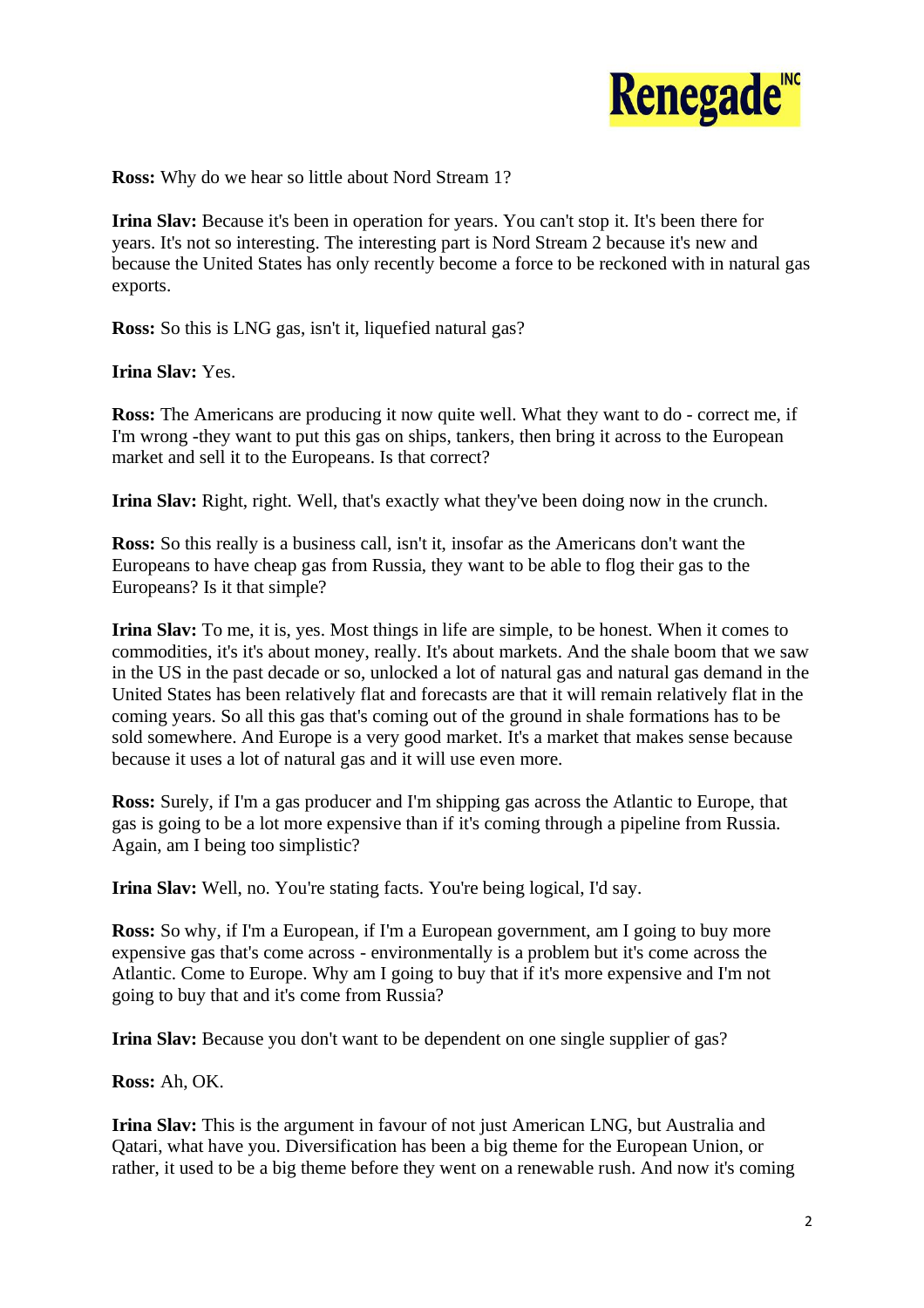**Ross:** Why do we hear so little about Nord Stream 1?

**Irina Slav:** Because it's been in operation for years. You can't stop it. It's been there for years. It's not so interesting. The interesting part is Nord Stream 2 because it's new and because the United States has only recently become a force to be reckoned with in natural gas exports.

**Ross:** So this is LNG gas, isn't it, liquefied natural gas?

**Irina Slav:** Yes.

**Ross:** The Americans are producing it now quite well. What they want to do - correct me, if I'm wrong -they want to put this gas on ships, tankers, then bring it across to the European market and sell it to the Europeans. Is that correct?

**Irina Slav:** Right, right. Well, that's exactly what they've been doing now in the crunch.

**Ross:** So this really is a business call, isn't it, insofar as the Americans don't want the Europeans to have cheap gas from Russia, they want to be able to flog their gas to the Europeans? Is it that simple?

**Irina Slav:** To me, it is, yes. Most things in life are simple, to be honest. When it comes to commodities, it's it's about money, really. It's about markets. And the shale boom that we saw in the US in the past decade or so, unlocked a lot of natural gas and natural gas demand in the United States has been relatively flat and forecasts are that it will remain relatively flat in the coming years. So all this gas that's coming out of the ground in shale formations has to be sold somewhere. And Europe is a very good market. It's a market that makes sense because because it uses a lot of natural gas and it will use even more.

**Ross:** Surely, if I'm a gas producer and I'm shipping gas across the Atlantic to Europe, that gas is going to be a lot more expensive than if it's coming through a pipeline from Russia. Again, am I being too simplistic?

**Irina Slav:** Well, no. You're stating facts. You're being logical, I'd say.

**Ross:** So why, if I'm a European, if I'm a European government, am I going to buy more expensive gas that's come across - environmentally is a problem but it's come across the Atlantic. Come to Europe. Why am I going to buy that if it's more expensive and I'm not going to buy that and it's come from Russia?

**Irina Slav:** Because you don't want to be dependent on one single supplier of gas?

**Ross:** Ah, OK.

**Irina Slav:** This is the argument in favour of not just American LNG, but Australia and Qatari, what have you. Diversification has been a big theme for the European Union, or rather, it used to be a big theme before they went on a renewable rush. And now it's coming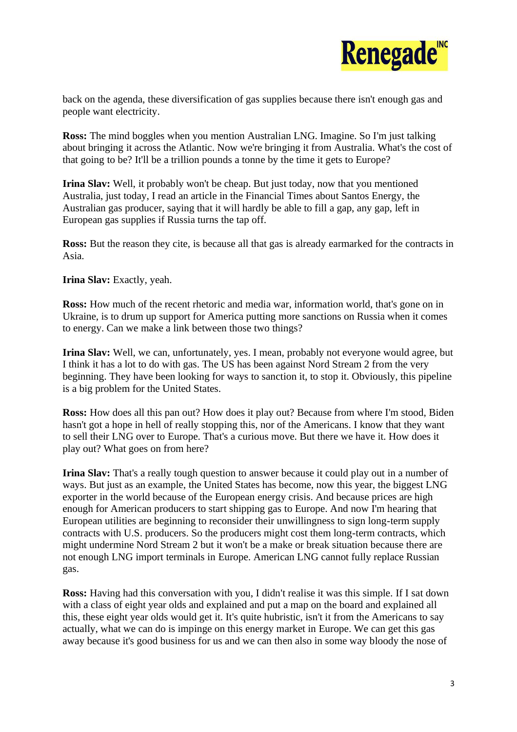back on the agenda, these diversification of gas supplies because there isn't enough gas and people want electricity.

**Ross:** The mind boggles when you mention Australian LNG. Imagine. So I'm just talking about bringing it across the Atlantic. Now we're bringing it from Australia. What's the cost of that going to be? It'll be a trillion pounds a tonne by the time it gets to Europe?

**Irina Slav:** Well, it probably won't be cheap. But just today, now that you mentioned Australia, just today, I read an article in the Financial Times about Santos Energy, the Australian gas producer, saying that it will hardly be able to fill a gap, any gap, left in European gas supplies if Russia turns the tap off.

**Ross:** But the reason they cite, is because all that gas is already earmarked for the contracts in Asia.

**Irina Slav:** Exactly, yeah.

**Ross:** How much of the recent rhetoric and media war, information world, that's gone on in Ukraine, is to drum up support for America putting more sanctions on Russia when it comes to energy. Can we make a link between those two things?

**Irina Slav:** Well, we can, unfortunately, yes. I mean, probably not everyone would agree, but I think it has a lot to do with gas. The US has been against Nord Stream 2 from the very beginning. They have been looking for ways to sanction it, to stop it. Obviously, this pipeline is a big problem for the United States.

**Ross:** How does all this pan out? How does it play out? Because from where I'm stood, Biden hasn't got a hope in hell of really stopping this, nor of the Americans. I know that they want to sell their LNG over to Europe. That's a curious move. But there we have it. How does it play out? What goes on from here?

**Irina Slav:** That's a really tough question to answer because it could play out in a number of ways. But just as an example, the United States has become, now this year, the biggest LNG exporter in the world because of the European energy crisis. And because prices are high enough for American producers to start shipping gas to Europe. And now I'm hearing that European utilities are beginning to reconsider their unwillingness to sign long-term supply contracts with U.S. producers. So the producers might cost them long-term contracts, which might undermine Nord Stream 2 but it won't be a make or break situation because there are not enough LNG import terminals in Europe. American LNG cannot fully replace Russian gas.

**Ross:** Having had this conversation with you, I didn't realise it was this simple. If I sat down with a class of eight year olds and explained and put a map on the board and explained all this, these eight year olds would get it. It's quite hubristic, isn't it from the Americans to say actually, what we can do is impinge on this energy market in Europe. We can get this gas away because it's good business for us and we can then also in some way bloody the nose of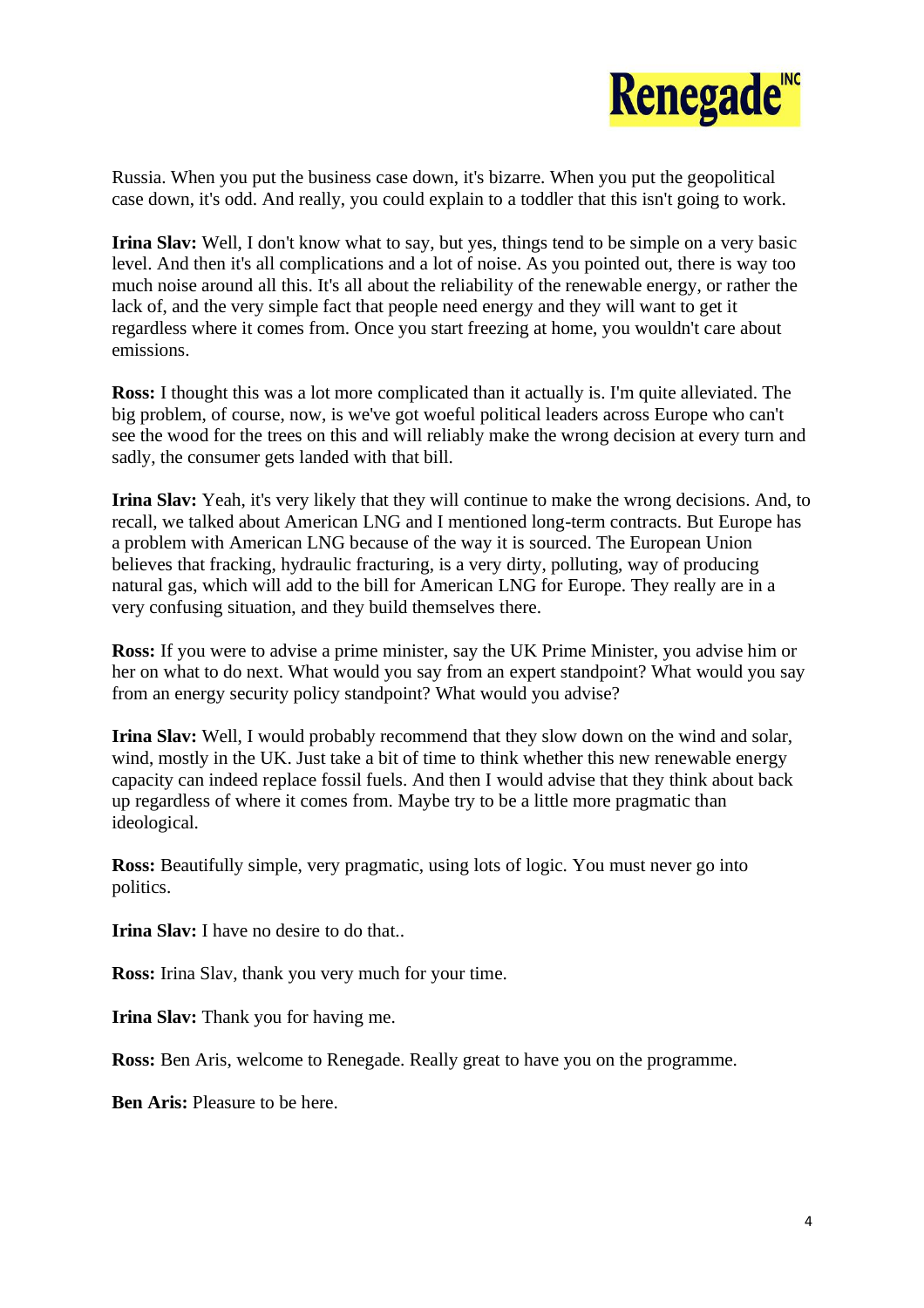Russia. When you put the business case down, it's bizarre. When you put the geopolitical case down, it's odd. And really, you could explain to a toddler that this isn't going to work.

**Irina Slav:** Well, I don't know what to say, but yes, things tend to be simple on a very basic level. And then it's all complications and a lot of noise. As you pointed out, there is way too much noise around all this. It's all about the reliability of the renewable energy, or rather the lack of, and the very simple fact that people need energy and they will want to get it regardless where it comes from. Once you start freezing at home, you wouldn't care about emissions.

**Ross:** I thought this was a lot more complicated than it actually is. I'm quite alleviated. The big problem, of course, now, is we've got woeful political leaders across Europe who can't see the wood for the trees on this and will reliably make the wrong decision at every turn and sadly, the consumer gets landed with that bill.

**Irina Slav:** Yeah, it's very likely that they will continue to make the wrong decisions. And, to recall, we talked about American LNG and I mentioned long-term contracts. But Europe has a problem with American LNG because of the way it is sourced. The European Union believes that fracking, hydraulic fracturing, is a very dirty, polluting, way of producing natural gas, which will add to the bill for American LNG for Europe. They really are in a very confusing situation, and they build themselves there.

**Ross:** If you were to advise a prime minister, say the UK Prime Minister, you advise him or her on what to do next. What would you say from an expert standpoint? What would you say from an energy security policy standpoint? What would you advise?

**Irina Slav:** Well, I would probably recommend that they slow down on the wind and solar, wind, mostly in the UK. Just take a bit of time to think whether this new renewable energy capacity can indeed replace fossil fuels. And then I would advise that they think about back up regardless of where it comes from. Maybe try to be a little more pragmatic than ideological.

**Ross:** Beautifully simple, very pragmatic, using lots of logic. You must never go into politics.

**Irina Slav:** I have no desire to do that..

**Ross:** Irina Slav, thank you very much for your time.

**Irina Slav:** Thank you for having me.

**Ross:** Ben Aris, welcome to Renegade. Really great to have you on the programme.

**Ben Aris:** Pleasure to be here.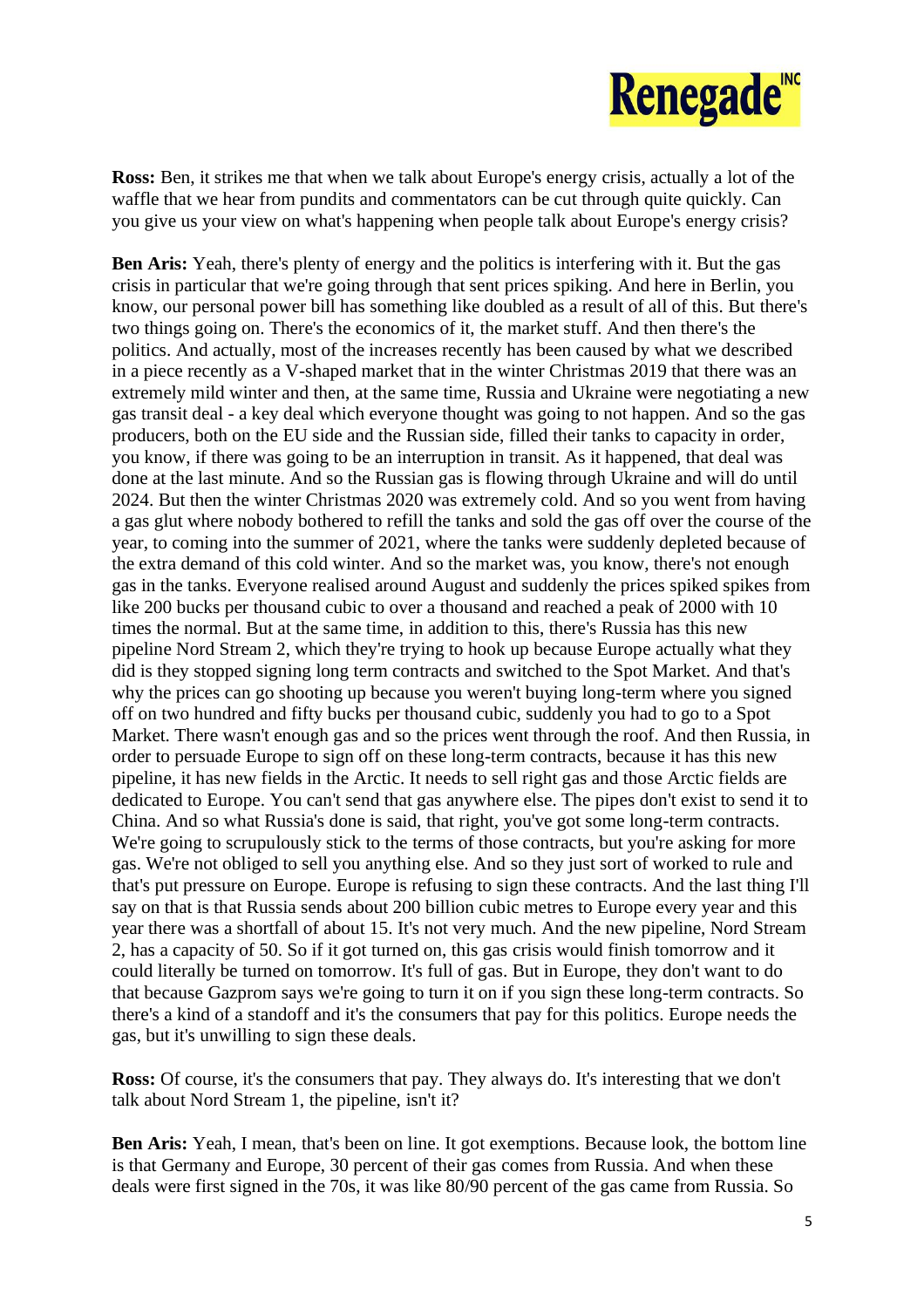**Ross:** Ben, it strikes me that when we talk about Europe's energy crisis, actually a lot of the waffle that we hear from pundits and commentators can be cut through quite quickly. Can you give us your view on what's happening when people talk about Europe's energy crisis?

**Ben Aris:** Yeah, there's plenty of energy and the politics is interfering with it. But the gas crisis in particular that we're going through that sent prices spiking. And here in Berlin, you know, our personal power bill has something like doubled as a result of all of this. But there's two things going on. There's the economics of it, the market stuff. And then there's the politics. And actually, most of the increases recently has been caused by what we described in a piece recently as a V-shaped market that in the winter Christmas 2019 that there was an extremely mild winter and then, at the same time, Russia and Ukraine were negotiating a new gas transit deal - a key deal which everyone thought was going to not happen. And so the gas producers, both on the EU side and the Russian side, filled their tanks to capacity in order, you know, if there was going to be an interruption in transit. As it happened, that deal was done at the last minute. And so the Russian gas is flowing through Ukraine and will do until 2024. But then the winter Christmas 2020 was extremely cold. And so you went from having a gas glut where nobody bothered to refill the tanks and sold the gas off over the course of the year, to coming into the summer of 2021, where the tanks were suddenly depleted because of the extra demand of this cold winter. And so the market was, you know, there's not enough gas in the tanks. Everyone realised around August and suddenly the prices spiked spikes from like 200 bucks per thousand cubic to over a thousand and reached a peak of 2000 with 10 times the normal. But at the same time, in addition to this, there's Russia has this new pipeline Nord Stream 2, which they're trying to hook up because Europe actually what they did is they stopped signing long term contracts and switched to the Spot Market. And that's why the prices can go shooting up because you weren't buying long-term where you signed off on two hundred and fifty bucks per thousand cubic, suddenly you had to go to a Spot Market. There wasn't enough gas and so the prices went through the roof. And then Russia, in order to persuade Europe to sign off on these long-term contracts, because it has this new pipeline, it has new fields in the Arctic. It needs to sell right gas and those Arctic fields are dedicated to Europe. You can't send that gas anywhere else. The pipes don't exist to send it to China. And so what Russia's done is said, that right, you've got some long-term contracts. We're going to scrupulously stick to the terms of those contracts, but you're asking for more gas. We're not obliged to sell you anything else. And so they just sort of worked to rule and that's put pressure on Europe. Europe is refusing to sign these contracts. And the last thing I'll say on that is that Russia sends about 200 billion cubic metres to Europe every year and this year there was a shortfall of about 15. It's not very much. And the new pipeline, Nord Stream 2, has a capacity of 50. So if it got turned on, this gas crisis would finish tomorrow and it could literally be turned on tomorrow. It's full of gas. But in Europe, they don't want to do that because Gazprom says we're going to turn it on if you sign these long-term contracts. So there's a kind of a standoff and it's the consumers that pay for this politics. Europe needs the gas, but it's unwilling to sign these deals.

**Ross:** Of course, it's the consumers that pay. They always do. It's interesting that we don't talk about Nord Stream 1, the pipeline, isn't it?

**Ben Aris:** Yeah, I mean, that's been on line. It got exemptions. Because look, the bottom line is that Germany and Europe, 30 percent of their gas comes from Russia. And when these deals were first signed in the 70s, it was like 80/90 percent of the gas came from Russia. So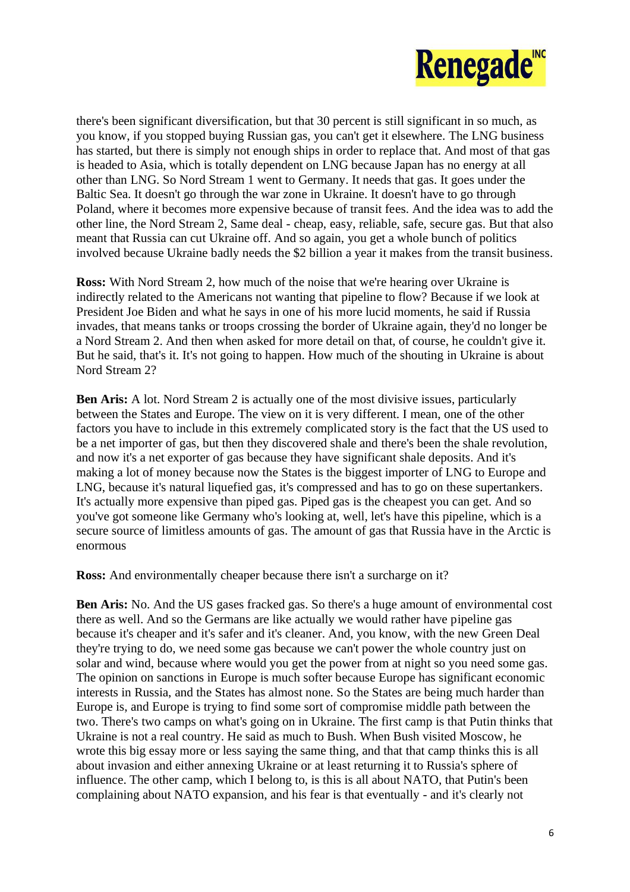there's been significant diversification, but that 30 percent is still significant in so much, as you know, if you stopped buying Russian gas, you can't get it elsewhere. The LNG business has started, but there is simply not enough ships in order to replace that. And most of that gas is headed to Asia, which is totally dependent on LNG because Japan has no energy at all other than LNG. So Nord Stream 1 went to Germany. It needs that gas. It goes under the Baltic Sea. It doesn't go through the war zone in Ukraine. It doesn't have to go through Poland, where it becomes more expensive because of transit fees. And the idea was to add the other line, the Nord Stream 2, Same deal - cheap, easy, reliable, safe, secure gas. But that also meant that Russia can cut Ukraine off. And so again, you get a whole bunch of politics involved because Ukraine badly needs the $2 billion a year it makes from the transit business.

**Ross:** With Nord Stream 2, how much of the noise that we're hearing over Ukraine is indirectly related to the Americans not wanting that pipeline to flow? Because if we look at President Joe Biden and what he says in one of his more lucid moments, he said if Russia invades, that means tanks or troops crossing the border of Ukraine again, they'd no longer be a Nord Stream 2. And then when asked for more detail on that, of course, he couldn't give it. But he said, that's it. It's not going to happen. How much of the shouting in Ukraine is about Nord Stream 2?

**Ben Aris:** A lot. Nord Stream 2 is actually one of the most divisive issues, particularly between the States and Europe. The view on it is very different. I mean, one of the other factors you have to include in this extremely complicated story is the fact that the US used to be a net importer of gas, but then they discovered shale and there's been the shale revolution, and now it's a net exporter of gas because they have significant shale deposits. And it's making a lot of money because now the States is the biggest importer of LNG to Europe and LNG, because it's natural liquefied gas, it's compressed and has to go on these supertankers. It's actually more expensive than piped gas. Piped gas is the cheapest you can get. And so you've got someone like Germany who's looking at, well, let's have this pipeline, which is a secure source of limitless amounts of gas. The amount of gas that Russia have in the Arctic is enormous

**Ross:** And environmentally cheaper because there isn't a surcharge on it?

**Ben Aris:** No. And the US gases fracked gas. So there's a huge amount of environmental cost there as well. And so the Germans are like actually we would rather have pipeline gas because it's cheaper and it's safer and it's cleaner. And, you know, with the new Green Deal they're trying to do, we need some gas because we can't power the whole country just on solar and wind, because where would you get the power from at night so you need some gas. The opinion on sanctions in Europe is much softer because Europe has significant economic interests in Russia, and the States has almost none. So the States are being much harder than Europe is, and Europe is trying to find some sort of compromise middle path between the two. There's two camps on what's going on in Ukraine. The first camp is that Putin thinks that Ukraine is not a real country. He said as much to Bush. When Bush visited Moscow, he wrote this big essay more or less saying the same thing, and that that camp thinks this is all about invasion and either annexing Ukraine or at least returning it to Russia's sphere of influence. The other camp, which I belong to, is this is all about NATO, that Putin's been complaining about NATO expansion, and his fear is that eventually - and it's clearly not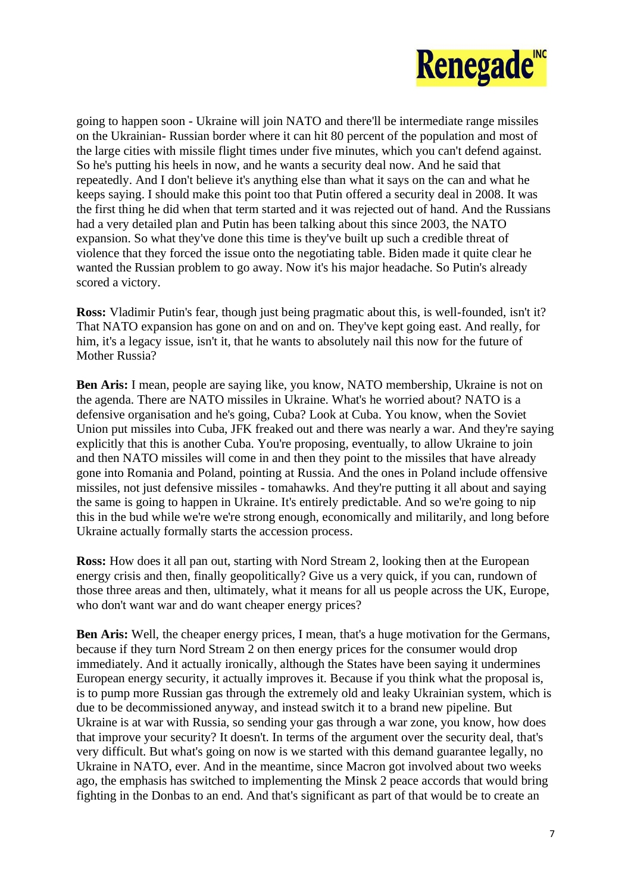going to happen soon - Ukraine will join NATO and there'll be intermediate range missiles on the Ukrainian- Russian border where it can hit 80 percent of the population and most of the large cities with missile flight times under five minutes, which you can't defend against. So he's putting his heels in now, and he wants a security deal now. And he said that repeatedly. And I don't believe it's anything else than what it says on the can and what he keeps saying. I should make this point too that Putin offered a security deal in 2008. It was the first thing he did when that term started and it was rejected out of hand. And the Russians had a very detailed plan and Putin has been talking about this since 2003, the NATO expansion. So what they've done this time is they've built up such a credible threat of violence that they forced the issue onto the negotiating table. Biden made it quite clear he wanted the Russian problem to go away. Now it's his major headache. So Putin's already scored a victory.

**Ross:** Vladimir Putin's fear, though just being pragmatic about this, is well-founded, isn't it? That NATO expansion has gone on and on and on. They've kept going east. And really, for him, it's a legacy issue, isn't it, that he wants to absolutely nail this now for the future of Mother Russia?

**Ben Aris:** I mean, people are saying like, you know, NATO membership, Ukraine is not on the agenda. There are NATO missiles in Ukraine. What's he worried about? NATO is a defensive organisation and he's going, Cuba? Look at Cuba. You know, when the Soviet Union put missiles into Cuba, JFK freaked out and there was nearly a war. And they're saying explicitly that this is another Cuba. You're proposing, eventually, to allow Ukraine to join and then NATO missiles will come in and then they point to the missiles that have already gone into Romania and Poland, pointing at Russia. And the ones in Poland include offensive missiles, not just defensive missiles - tomahawks. And they're putting it all about and saying the same is going to happen in Ukraine. It's entirely predictable. And so we're going to nip this in the bud while we're we're strong enough, economically and militarily, and long before Ukraine actually formally starts the accession process.

**Ross:** How does it all pan out, starting with Nord Stream 2, looking then at the European energy crisis and then, finally geopolitically? Give us a very quick, if you can, rundown of those three areas and then, ultimately, what it means for all us people across the UK, Europe, who don't want war and do want cheaper energy prices?

**Ben Aris:** Well, the cheaper energy prices, I mean, that's a huge motivation for the Germans, because if they turn Nord Stream 2 on then energy prices for the consumer would drop immediately. And it actually ironically, although the States have been saying it undermines European energy security, it actually improves it. Because if you think what the proposal is, is to pump more Russian gas through the extremely old and leaky Ukrainian system, which is due to be decommissioned anyway, and instead switch it to a brand new pipeline. But Ukraine is at war with Russia, so sending your gas through a war zone, you know, how does that improve your security? It doesn't. In terms of the argument over the security deal, that's very difficult. But what's going on now is we started with this demand guarantee legally, no Ukraine in NATO, ever. And in the meantime, since Macron got involved about two weeks ago, the emphasis has switched to implementing the Minsk 2 peace accords that would bring fighting in the Donbas to an end. And that's significant as part of that would be to create an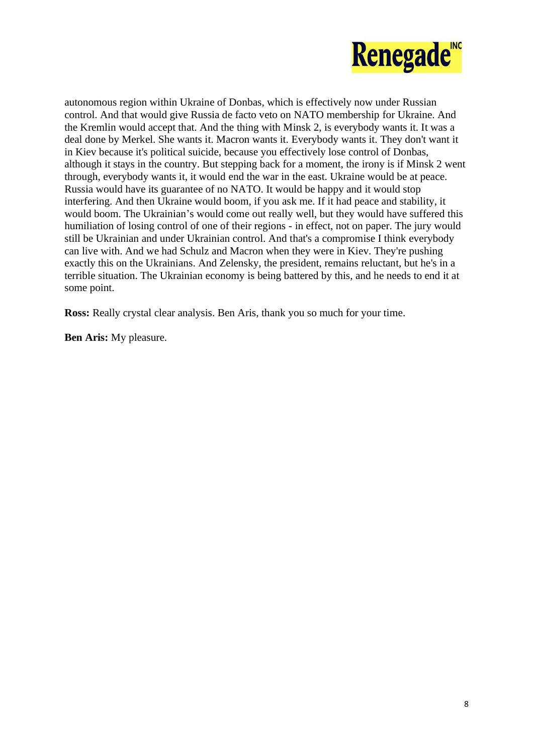autonomous region within Ukraine of Donbas, which is effectively now under Russian control. And that would give Russia de facto veto on NATO membership for Ukraine. And the Kremlin would accept that. And the thing with Minsk 2, is everybody wants it. It was a deal done by Merkel. She wants it. Macron wants it. Everybody wants it. They don't want it in Kiev because it's political suicide, because you effectively lose control of Donbas, although it stays in the country. But stepping back for a moment, the irony is if Minsk 2 went through, everybody wants it, it would end the war in the east. Ukraine would be at peace. Russia would have its guarantee of no NATO. It would be happy and it would stop interfering. And then Ukraine would boom, if you ask me. If it had peace and stability, it would boom. The Ukrainian's would come out really well, but they would have suffered this humiliation of losing control of one of their regions - in effect, not on paper. The jury would still be Ukrainian and under Ukrainian control. And that's a compromise I think everybody can live with. And we had Schulz and Macron when they were in Kiev. They're pushing exactly this on the Ukrainians. And Zelensky, the president, remains reluctant, but he's in a terrible situation. The Ukrainian economy is being battered by this, and he needs to end it at some point.

**Ross:** Really crystal clear analysis. Ben Aris, thank you so much for your time.

**Ben Aris:** My pleasure.